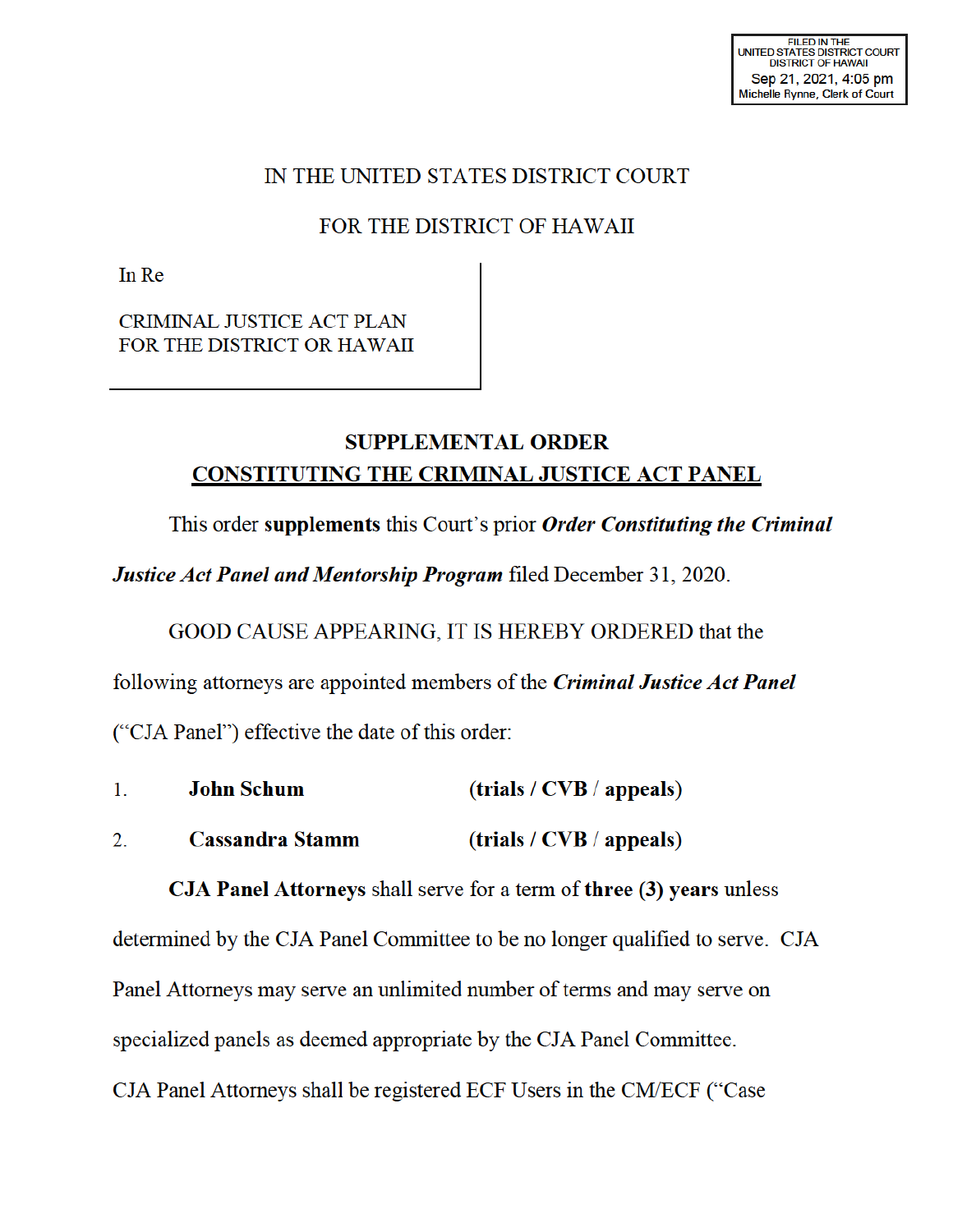FILED IN THE
UNITED STATES DISTRICT COURT
DISTRICT OF HAWAII
Sep 21, 2021, 4:05 pm
Michelle Rynne, Clerk of Court

IN THE UNITED STATES DISTRICT COURT

FOR THE DISTRICT OF HAWAII

In Re

CRIMINAL JUSTICE ACT PLAN
FOR THE DISTRICT OR HAWAII

## SUPPLEMENTAL ORDER
## CONSTITUTING THE CRIMINAL JUSTICE ACT PANEL

This order **supplements** this Court's prior ***Order Constituting the Criminal Justice Act Panel and Mentorship Program*** filed December 31, 2020.

GOOD CAUSE APPEARING, IT IS HEREBY ORDERED that the following attorneys are appointed members of the ***Criminal Justice Act Panel*** ("CJA Panel") effective the date of this order:

1. **John Schum** **(trials / CVB / appeals)**
2. **Cassandra Stamm** **(trials / CVB / appeals)**

**CJA Panel Attorneys** shall serve for a term of **three (3) years** unless determined by the CJA Panel Committee to be no longer qualified to serve. CJA Panel Attorneys may serve an unlimited number of terms and may serve on specialized panels as deemed appropriate by the CJA Panel Committee. CJA Panel Attorneys shall be registered ECF Users in the CM/ECF ("Case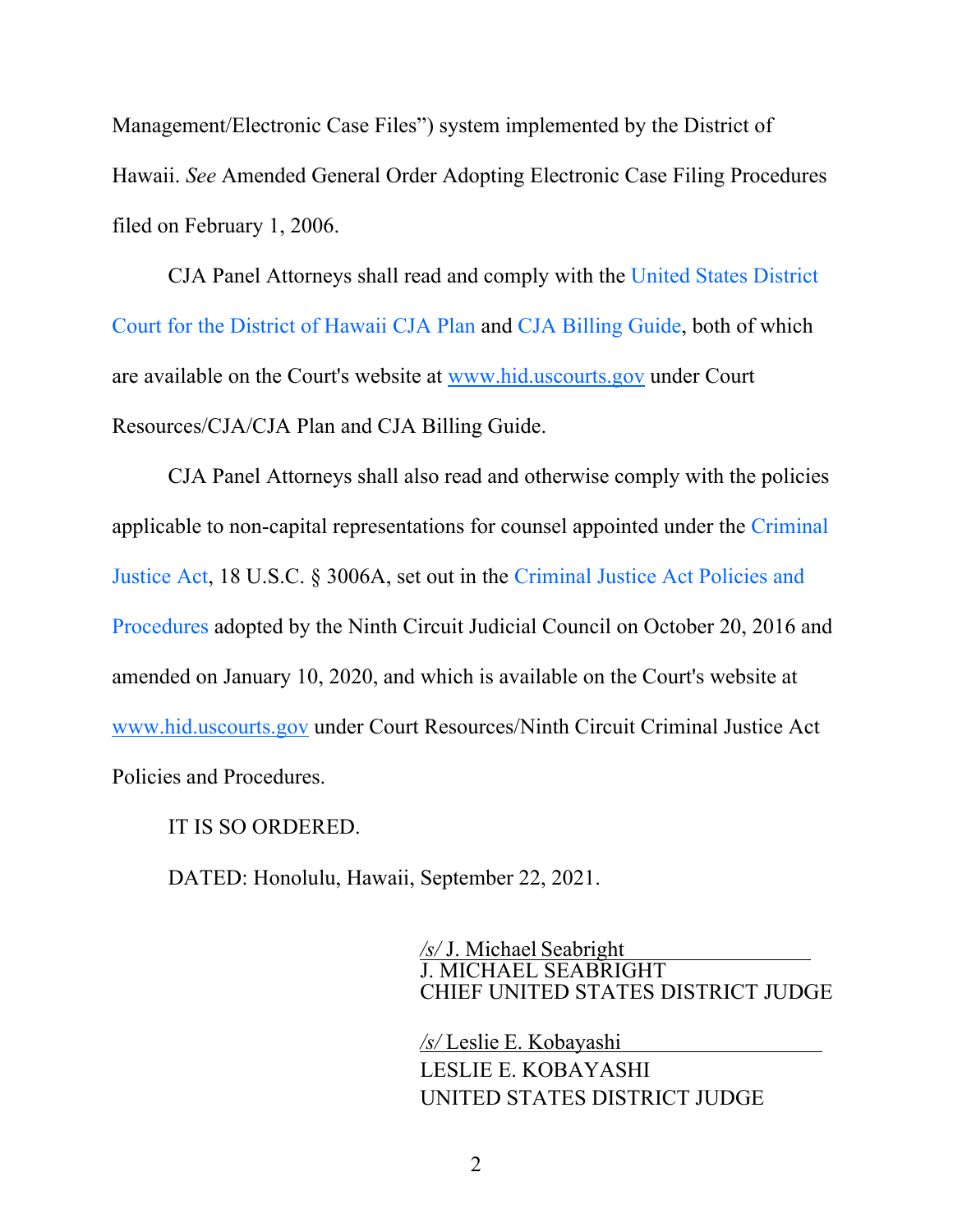Management/Electronic Case Files") system implemented by the District of Hawaii. *See* Amended General Order Adopting Electronic Case Filing Procedures filed on February 1, 2006.

CJA Panel Attorneys shall read and comply with the United States District Court for the District of Hawaii CJA Plan and CJA Billing Guide, both of which are available on the Court's website at www.hid.uscourts.gov under Court Resources/CJA/CJA Plan and CJA Billing Guide.

CJA Panel Attorneys shall also read and otherwise comply with the policies applicable to non-capital representations for counsel appointed under the Criminal Justice Act, 18 U.S.C. § 3006A, set out in the Criminal Justice Act Policies and Procedures adopted by the Ninth Circuit Judicial Council on October 20, 2016 and amended on January 10, 2020, and which is available on the Court's website at www.hid.uscourts.gov under Court Resources/Ninth Circuit Criminal Justice Act Policies and Procedures.

IT IS SO ORDERED.

DATED: Honolulu, Hawaii, September 22, 2021.

*/s/* J. Michael Seabright
J. MICHAEL SEABRIGHT
CHIEF UNITED STATES DISTRICT JUDGE

*/s/* Leslie E. Kobayashi
LESLIE E. KOBAYASHI
UNITED STATES DISTRICT JUDGE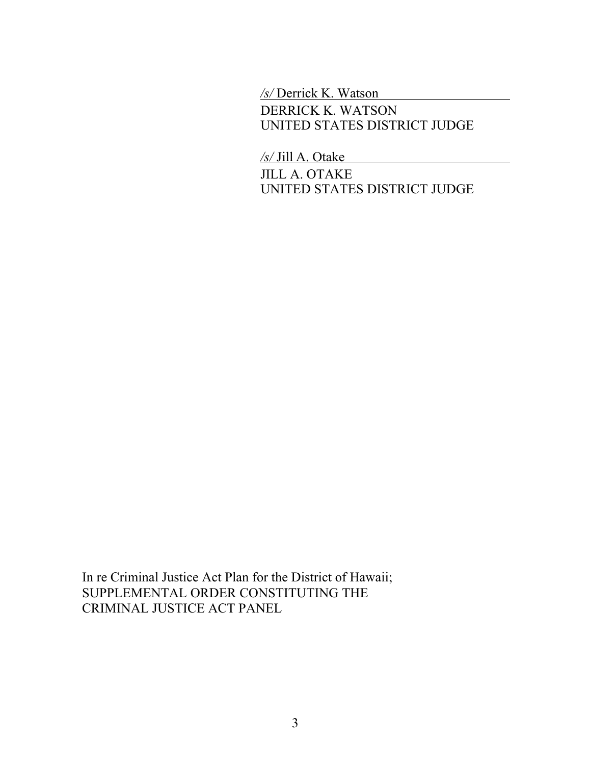/s/ Derrick K. Watson

DERRICK K. WATSON
UNITED STATES DISTRICT JUDGE

/s/ Jill A. Otake

JILL A. OTAKE
UNITED STATES DISTRICT JUDGE

In re Criminal Justice Act Plan for the District of Hawaii;
SUPPLEMENTAL ORDER CONSTITUTING THE
CRIMINAL JUSTICE ACT PANEL